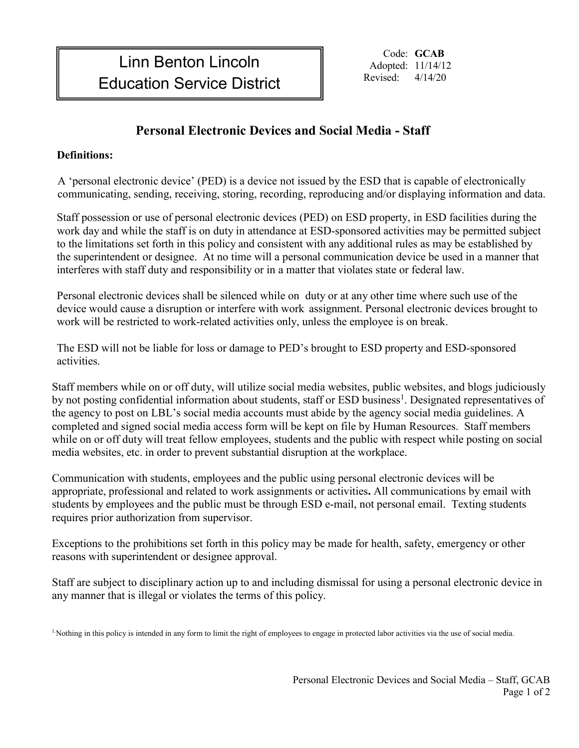# Linn Benton Lincoln Education Service District

Code: **GCAB**
Adopted: 11/14/12
Revised: 4/14/20

## Personal Electronic Devices and Social Media - Staff

**Definitions:**

A 'personal electronic device' (PED) is a device not issued by the ESD that is capable of electronically communicating, sending, receiving, storing, recording, reproducing and/or displaying information and data.

Staff possession or use of personal electronic devices (PED) on ESD property, in ESD facilities during the work day and while the staff is on duty in attendance at ESD-sponsored activities may be permitted subject to the limitations set forth in this policy and consistent with any additional rules as may be established by the superintendent or designee. At no time will a personal communication device be used in a manner that interferes with staff duty and responsibility or in a matter that violates state or federal law.

Personal electronic devices shall be silenced while on duty or at any other time where such use of the device would cause a disruption or interfere with work assignment. Personal electronic devices brought to work will be restricted to work-related activities only, unless the employee is on break.

The ESD will not be liable for loss or damage to PED's brought to ESD property and ESD-sponsored activities.

Staff members while on or off duty, will utilize social media websites, public websites, and blogs judiciously by not posting confidential information about students, staff or ESD business[1]. Designated representatives of the agency to post on LBL's social media accounts must abide by the agency social media guidelines. A completed and signed social media access form will be kept on file by Human Resources. Staff members while on or off duty will treat fellow employees, students and the public with respect while posting on social media websites, etc. in order to prevent substantial disruption at the workplace.

Communication with students, employees and the public using personal electronic devices will be appropriate, professional and related to work assignments or activities**.** All communications by email with students by employees and the public must be through ESD e-mail, not personal email. Texting students requires prior authorization from supervisor.

Exceptions to the prohibitions set forth in this policy may be made for health, safety, emergency or other reasons with superintendent or designee approval.

Staff are subject to disciplinary action up to and including dismissal for using a personal electronic device in any manner that is illegal or violates the terms of this policy.

[1] Nothing in this policy is intended in any form to limit the right of employees to engage in protected labor activities via the use of social media.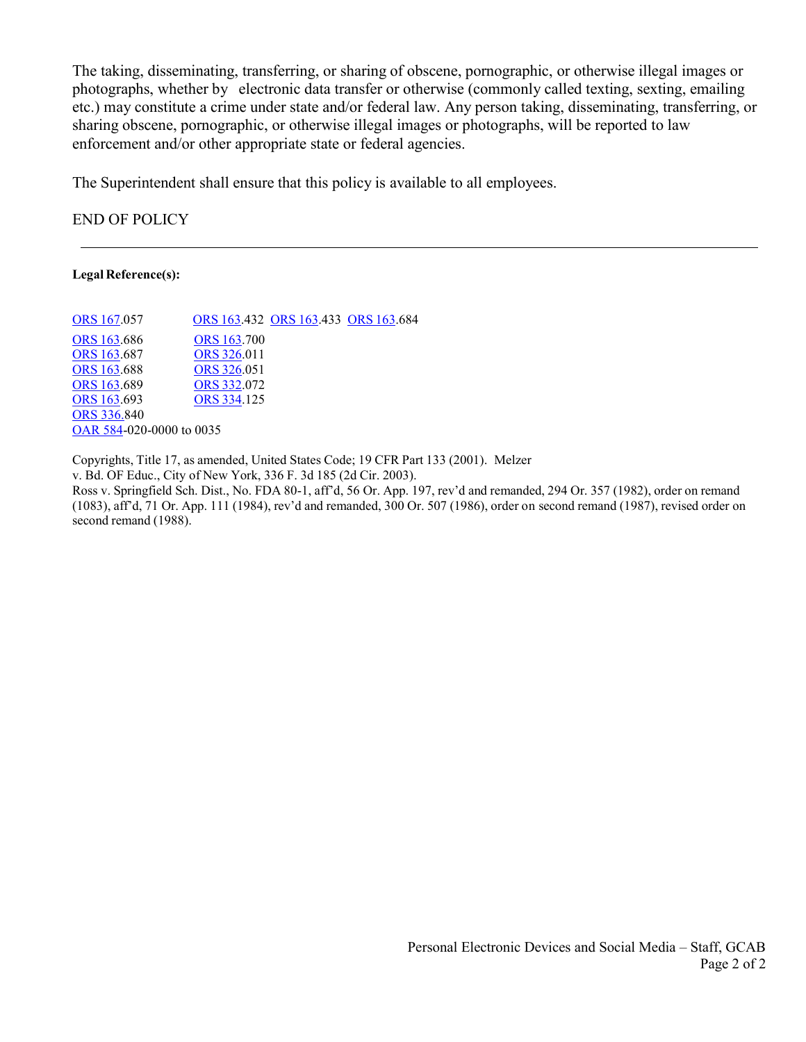The taking, disseminating, transferring, or sharing of obscene, pornographic, or otherwise illegal images or photographs, whether by electronic data transfer or otherwise (commonly called texting, sexting, emailing etc.) may constitute a crime under state and/or federal law. Any person taking, disseminating, transferring, or sharing obscene, pornographic, or otherwise illegal images or photographs, will be reported to law enforcement and/or other appropriate state or federal agencies.

The Superintendent shall ensure that this policy is available to all employees.

END OF POLICY

---

**Legal Reference(s):**

ORS 167.057 ORS 163.432 ORS 163.433 ORS 163.684
ORS 163.686 ORS 163.700
ORS 163.687 ORS 326.011
ORS 163.688 ORS 326.051
ORS 163.689 ORS 332.072
ORS 163.693 ORS 334.125
ORS 336.840
OAR 584-020-0000 to 0035

Copyrights, Title 17, as amended, United States Code; 19 CFR Part 133 (2001). Melzer v. Bd. OF Educ., City of New York, 336 F. 3d 185 (2d Cir. 2003).
Ross v. Springfield Sch. Dist., No. FDA 80-1, aff'd, 56 Or. App. 197, rev'd and remanded, 294 Or. 357 (1982), order on remand (1083), aff'd, 71 Or. App. 111 (1984), rev'd and remanded, 300 Or. 507 (1986), order on second remand (1987), revised order on second remand (1988).